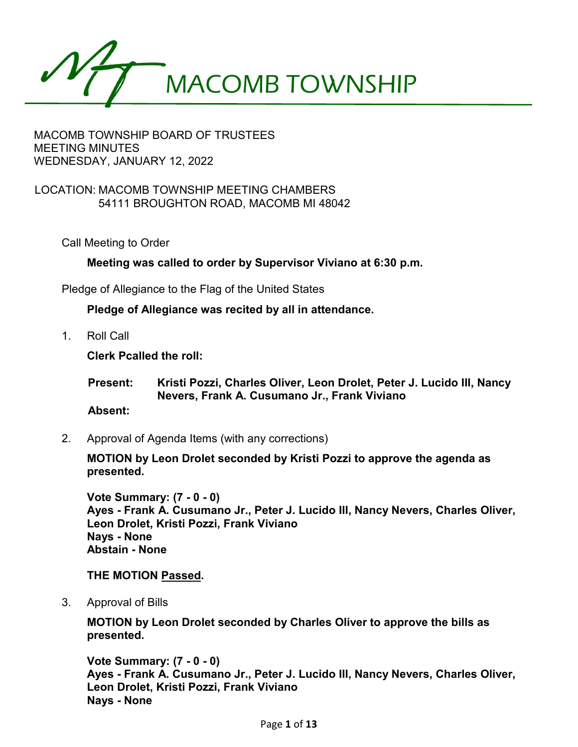# MACOMB TOWNSHIP

MACOMB TOWNSHIP BOARD OF TRUSTEES
MEETING MINUTES
WEDNESDAY, JANUARY 12, 2022

LOCATION: MACOMB TOWNSHIP MEETING CHAMBERS
54111 BROUGHTON ROAD, MACOMB MI 48042

Call Meeting to Order

**Meeting was called to order by Supervisor Viviano at 6:30 p.m.**

Pledge of Allegiance to the Flag of the United States

**Pledge of Allegiance was recited by all in attendance.**

1. Roll Call

   **Clerk Pcalled the roll:**

   **Present:** **Kristi Pozzi, Charles Oliver, Leon Drolet, Peter J. Lucido III, Nancy Nevers, Frank A. Cusumano Jr., Frank Viviano**

   **Absent:**

2. Approval of Agenda Items (with any corrections)

   **MOTION by Leon Drolet seconded by Kristi Pozzi to approve the agenda as presented.**

   **Vote Summary: (7 - 0 - 0)**
   **Ayes - Frank A. Cusumano Jr., Peter J. Lucido III, Nancy Nevers, Charles Oliver, Leon Drolet, Kristi Pozzi, Frank Viviano**
   **Nays - None**
   **Abstain - None**

   **THE MOTION Passed.**

3. Approval of Bills

   **MOTION by Leon Drolet seconded by Charles Oliver to approve the bills as presented.**

   **Vote Summary: (7 - 0 - 0)**
   **Ayes - Frank A. Cusumano Jr., Peter J. Lucido III, Nancy Nevers, Charles Oliver, Leon Drolet, Kristi Pozzi, Frank Viviano**
   **Nays - None**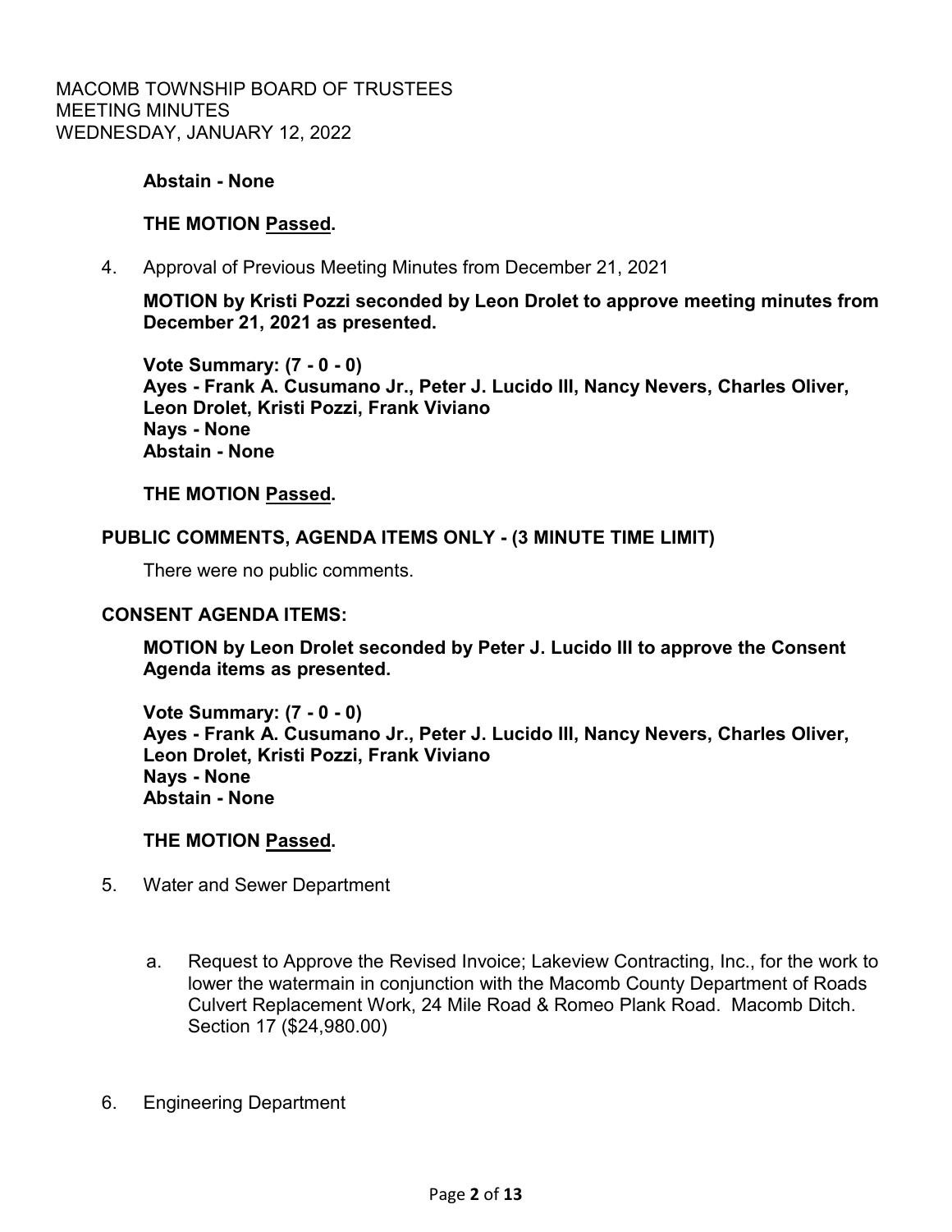**Abstain - None**

**THE MOTION Passed.**

4. Approval of Previous Meeting Minutes from December 21, 2021

   **MOTION by Kristi Pozzi seconded by Leon Drolet to approve meeting minutes from December 21, 2021 as presented.**

   **Vote Summary: (7 - 0 - 0)**
   **Ayes - Frank A. Cusumano Jr., Peter J. Lucido III, Nancy Nevers, Charles Oliver, Leon Drolet, Kristi Pozzi, Frank Viviano**
   **Nays - None**
   **Abstain - None**

   **THE MOTION Passed.**

**PUBLIC COMMENTS, AGENDA ITEMS ONLY - (3 MINUTE TIME LIMIT)**

There were no public comments.

**CONSENT AGENDA ITEMS:**

**MOTION by Leon Drolet seconded by Peter J. Lucido III to approve the Consent Agenda items as presented.**

**Vote Summary: (7 - 0 - 0)**
**Ayes - Frank A. Cusumano Jr., Peter J. Lucido III, Nancy Nevers, Charles Oliver, Leon Drolet, Kristi Pozzi, Frank Viviano**
**Nays - None**
**Abstain - None**

**THE MOTION Passed.**

5. Water and Sewer Department

   a. Request to Approve the Revised Invoice; Lakeview Contracting, Inc., for the work to lower the watermain in conjunction with the Macomb County Department of Roads Culvert Replacement Work, 24 Mile Road & Romeo Plank Road. Macomb Ditch. Section 17 ($24,980.00)

6. Engineering Department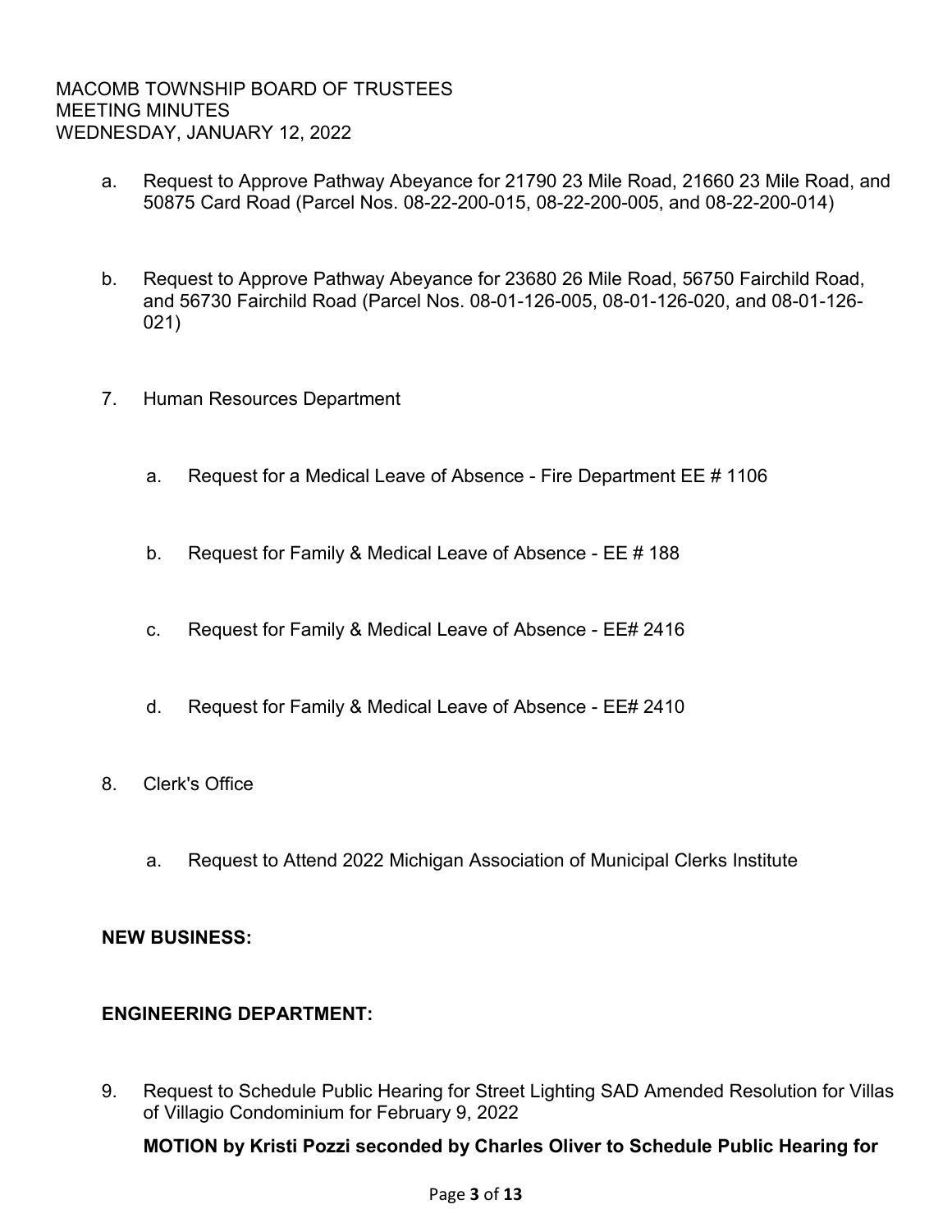a. Request to Approve Pathway Abeyance for 21790 23 Mile Road, 21660 23 Mile Road, and 50875 Card Road (Parcel Nos. 08-22-200-015, 08-22-200-005, and 08-22-200-014)

b. Request to Approve Pathway Abeyance for 23680 26 Mile Road, 56750 Fairchild Road, and 56730 Fairchild Road (Parcel Nos. 08-01-126-005, 08-01-126-020, and 08-01-126-021)

7. Human Resources Department

   a. Request for a Medical Leave of Absence - Fire Department EE # 1106

   b. Request for Family & Medical Leave of Absence - EE # 188

   c. Request for Family & Medical Leave of Absence - EE# 2416

   d. Request for Family & Medical Leave of Absence - EE# 2410

8. Clerk's Office

   a. Request to Attend 2022 Michigan Association of Municipal Clerks Institute

**NEW BUSINESS:**

**ENGINEERING DEPARTMENT:**

9. Request to Schedule Public Hearing for Street Lighting SAD Amended Resolution for Villas of Villagio Condominium for February 9, 2022

   **MOTION by Kristi Pozzi seconded by Charles Oliver to Schedule Public Hearing for**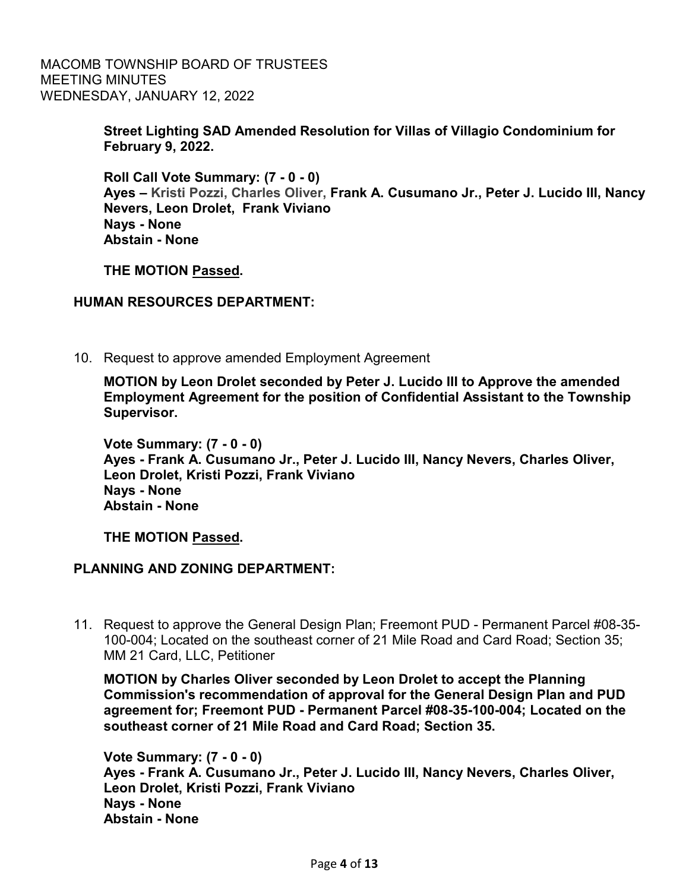**Street Lighting SAD Amended Resolution for Villas of Villagio Condominium for February 9, 2022.**

**Roll Call Vote Summary: (7 - 0 - 0)**
**Ayes – Kristi Pozzi, Charles Oliver, Frank A. Cusumano Jr., Peter J. Lucido III, Nancy Nevers, Leon Drolet, Frank Viviano**
**Nays - None**
**Abstain - None**

**THE MOTION Passed.**

**HUMAN RESOURCES DEPARTMENT:**

10. Request to approve amended Employment Agreement

**MOTION by Leon Drolet seconded by Peter J. Lucido III to Approve the amended Employment Agreement for the position of Confidential Assistant to the Township Supervisor.**

**Vote Summary: (7 - 0 - 0)**
**Ayes - Frank A. Cusumano Jr., Peter J. Lucido III, Nancy Nevers, Charles Oliver, Leon Drolet, Kristi Pozzi, Frank Viviano**
**Nays - None**
**Abstain - None**

**THE MOTION Passed.**

**PLANNING AND ZONING DEPARTMENT:**

11. Request to approve the General Design Plan; Freemont PUD - Permanent Parcel #08-35-100-004; Located on the southeast corner of 21 Mile Road and Card Road; Section 35; MM 21 Card, LLC, Petitioner

**MOTION by Charles Oliver seconded by Leon Drolet to accept the Planning Commission's recommendation of approval for the General Design Plan and PUD agreement for; Freemont PUD - Permanent Parcel #08-35-100-004; Located on the southeast corner of 21 Mile Road and Card Road; Section 35.**

**Vote Summary: (7 - 0 - 0)**
**Ayes - Frank A. Cusumano Jr., Peter J. Lucido III, Nancy Nevers, Charles Oliver, Leon Drolet, Kristi Pozzi, Frank Viviano**
**Nays - None**
**Abstain - None**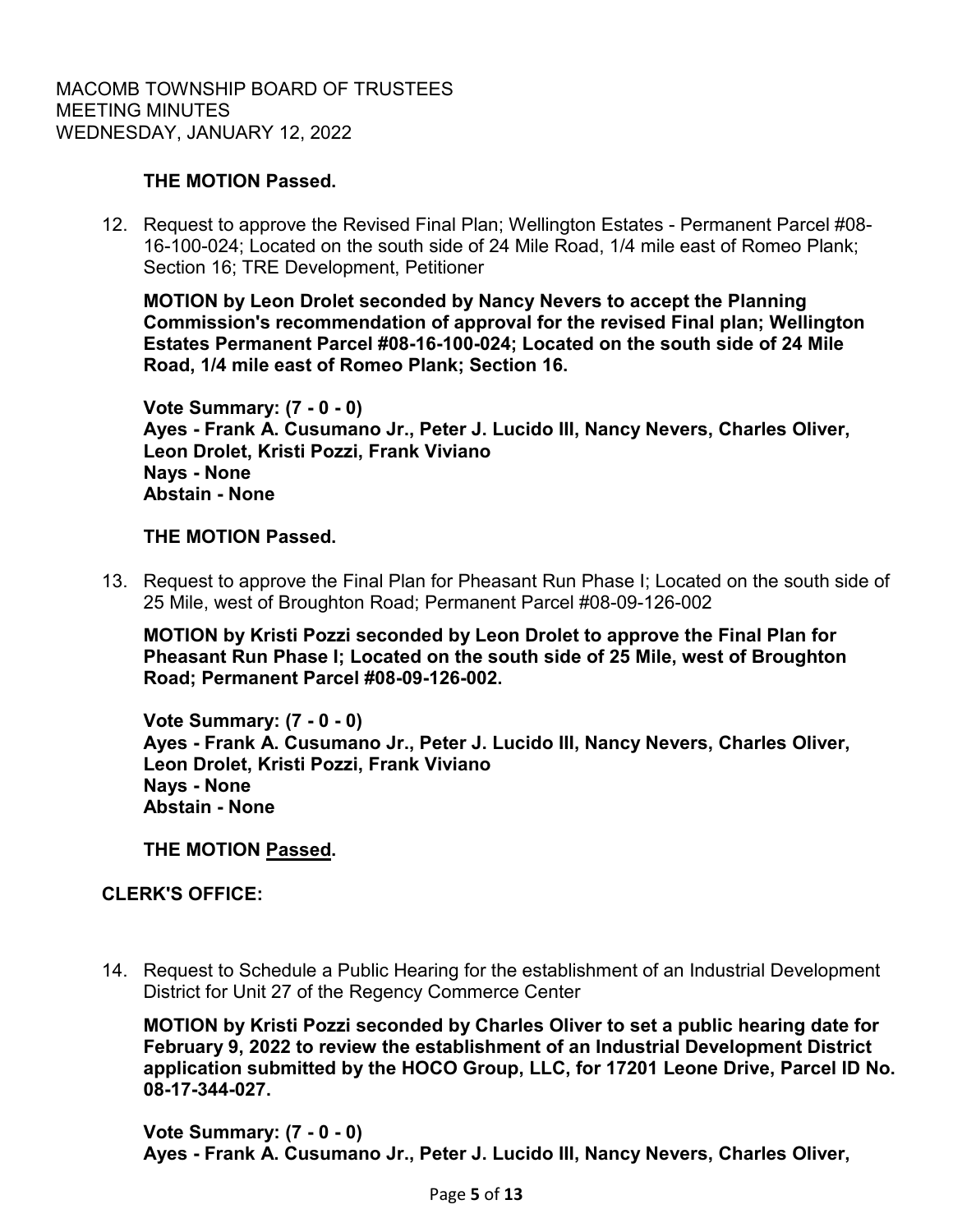**THE MOTION Passed.**

12. Request to approve the Revised Final Plan; Wellington Estates - Permanent Parcel #08-16-100-024; Located on the south side of 24 Mile Road, 1/4 mile east of Romeo Plank; Section 16; TRE Development, Petitioner

    **MOTION by Leon Drolet seconded by Nancy Nevers to accept the Planning Commission's recommendation of approval for the revised Final plan; Wellington Estates Permanent Parcel #08-16-100-024; Located on the south side of 24 Mile Road, 1/4 mile east of Romeo Plank; Section 16.**

    **Vote Summary: (7 - 0 - 0)**
    **Ayes - Frank A. Cusumano Jr., Peter J. Lucido III, Nancy Nevers, Charles Oliver, Leon Drolet, Kristi Pozzi, Frank Viviano**
    **Nays - None**
    **Abstain - None**

    **THE MOTION Passed.**

13. Request to approve the Final Plan for Pheasant Run Phase I; Located on the south side of 25 Mile, west of Broughton Road; Permanent Parcel #08-09-126-002

    **MOTION by Kristi Pozzi seconded by Leon Drolet to approve the Final Plan for Pheasant Run Phase I; Located on the south side of 25 Mile, west of Broughton Road; Permanent Parcel #08-09-126-002.**

    **Vote Summary: (7 - 0 - 0)**
    **Ayes - Frank A. Cusumano Jr., Peter J. Lucido III, Nancy Nevers, Charles Oliver, Leon Drolet, Kristi Pozzi, Frank Viviano**
    **Nays - None**
    **Abstain - None**

    **THE MOTION <u>Passed</u>.**

**CLERK'S OFFICE:**

14. Request to Schedule a Public Hearing for the establishment of an Industrial Development District for Unit 27 of the Regency Commerce Center

    **MOTION by Kristi Pozzi seconded by Charles Oliver to set a public hearing date for February 9, 2022 to review the establishment of an Industrial Development District application submitted by the HOCO Group, LLC, for 17201 Leone Drive, Parcel ID No. 08-17-344-027.**

    **Vote Summary: (7 - 0 - 0)**
    **Ayes - Frank A. Cusumano Jr., Peter J. Lucido III, Nancy Nevers, Charles Oliver,**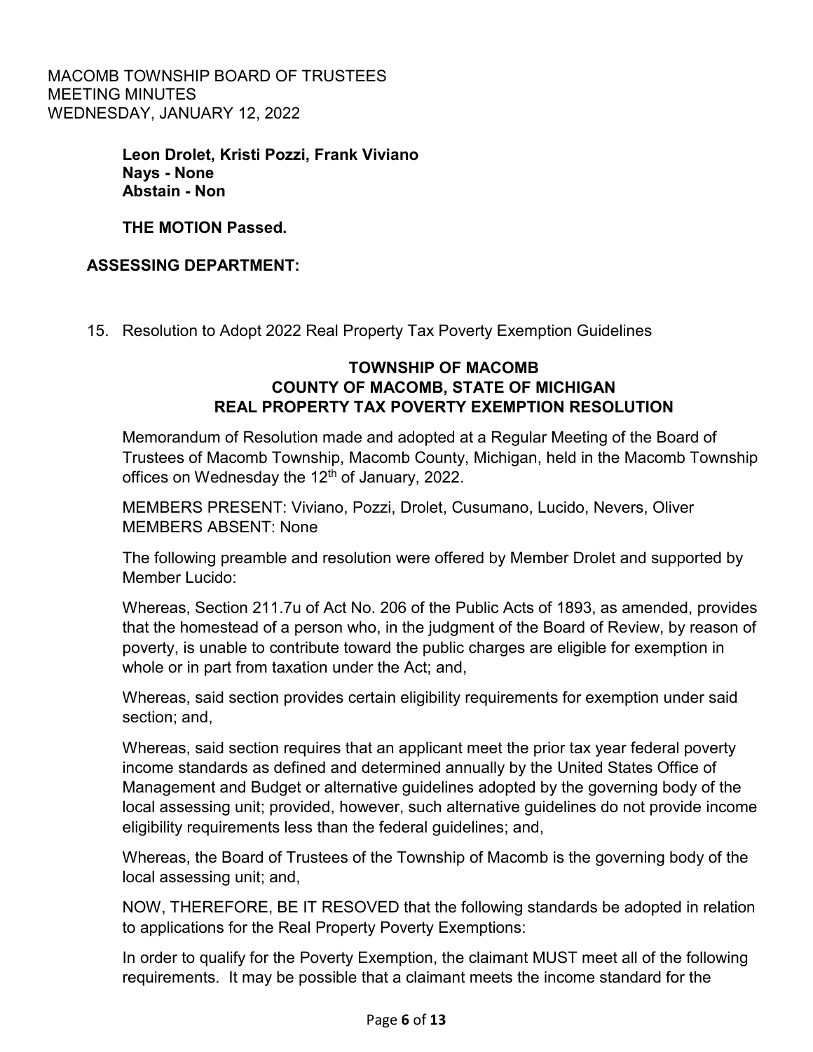**Leon Drolet, Kristi Pozzi, Frank Viviano**
**Nays - None**
**Abstain - Non**

**THE MOTION Passed.**

**ASSESSING DEPARTMENT:**

15. Resolution to Adopt 2022 Real Property Tax Poverty Exemption Guidelines

**TOWNSHIP OF MACOMB**
**COUNTY OF MACOMB, STATE OF MICHIGAN**
**REAL PROPERTY TAX POVERTY EXEMPTION RESOLUTION**

Memorandum of Resolution made and adopted at a Regular Meeting of the Board of Trustees of Macomb Township, Macomb County, Michigan, held in the Macomb Township offices on Wednesday the 12th of January, 2022.

MEMBERS PRESENT: Viviano, Pozzi, Drolet, Cusumano, Lucido, Nevers, Oliver
MEMBERS ABSENT: None

The following preamble and resolution were offered by Member Drolet and supported by Member Lucido:

Whereas, Section 211.7u of Act No. 206 of the Public Acts of 1893, as amended, provides that the homestead of a person who, in the judgment of the Board of Review, by reason of poverty, is unable to contribute toward the public charges are eligible for exemption in whole or in part from taxation under the Act; and,

Whereas, said section provides certain eligibility requirements for exemption under said section; and,

Whereas, said section requires that an applicant meet the prior tax year federal poverty income standards as defined and determined annually by the United States Office of Management and Budget or alternative guidelines adopted by the governing body of the local assessing unit; provided, however, such alternative guidelines do not provide income eligibility requirements less than the federal guidelines; and,

Whereas, the Board of Trustees of the Township of Macomb is the governing body of the local assessing unit; and,

NOW, THEREFORE, BE IT RESOVED that the following standards be adopted in relation to applications for the Real Property Poverty Exemptions:

In order to qualify for the Poverty Exemption, the claimant MUST meet all of the following requirements. It may be possible that a claimant meets the income standard for the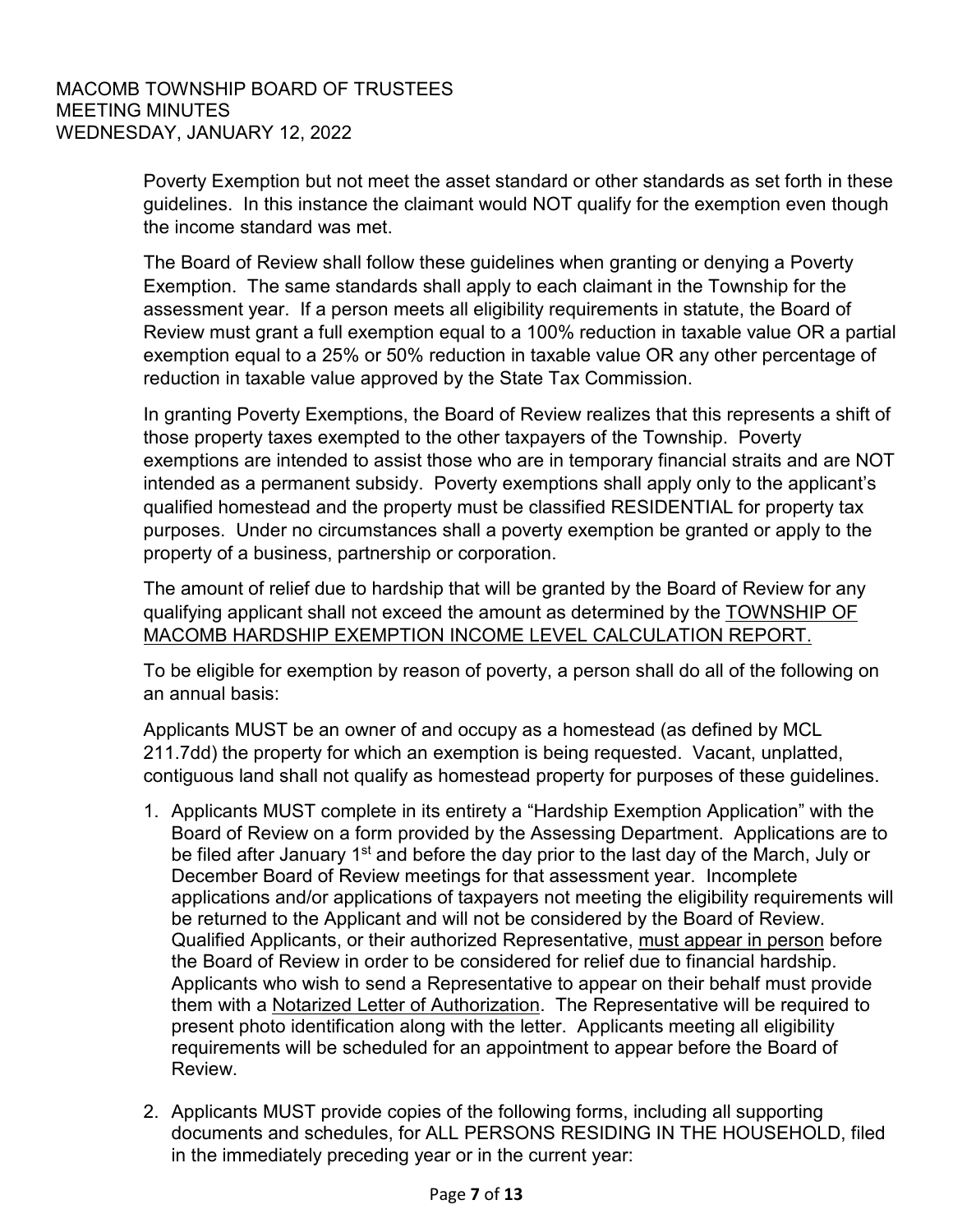Poverty Exemption but not meet the asset standard or other standards as set forth in these guidelines. In this instance the claimant would NOT qualify for the exemption even though the income standard was met.

The Board of Review shall follow these guidelines when granting or denying a Poverty Exemption. The same standards shall apply to each claimant in the Township for the assessment year. If a person meets all eligibility requirements in statute, the Board of Review must grant a full exemption equal to a 100% reduction in taxable value OR a partial exemption equal to a 25% or 50% reduction in taxable value OR any other percentage of reduction in taxable value approved by the State Tax Commission.

In granting Poverty Exemptions, the Board of Review realizes that this represents a shift of those property taxes exempted to the other taxpayers of the Township. Poverty exemptions are intended to assist those who are in temporary financial straits and are NOT intended as a permanent subsidy. Poverty exemptions shall apply only to the applicant's qualified homestead and the property must be classified RESIDENTIAL for property tax purposes. Under no circumstances shall a poverty exemption be granted or apply to the property of a business, partnership or corporation.

The amount of relief due to hardship that will be granted by the Board of Review for any qualifying applicant shall not exceed the amount as determined by the <u>TOWNSHIP OF MACOMB HARDSHIP EXEMPTION INCOME LEVEL CALCULATION REPORT.</u>

To be eligible for exemption by reason of poverty, a person shall do all of the following on an annual basis:

Applicants MUST be an owner of and occupy as a homestead (as defined by MCL 211.7dd) the property for which an exemption is being requested. Vacant, unplatted, contiguous land shall not qualify as homestead property for purposes of these guidelines.

1. Applicants MUST complete in its entirety a "Hardship Exemption Application" with the Board of Review on a form provided by the Assessing Department. Applications are to be filed after January 1st and before the day prior to the last day of the March, July or December Board of Review meetings for that assessment year. Incomplete applications and/or applications of taxpayers not meeting the eligibility requirements will be returned to the Applicant and will not be considered by the Board of Review. Qualified Applicants, or their authorized Representative, <u>must appear in person</u> before the Board of Review in order to be considered for relief due to financial hardship. Applicants who wish to send a Representative to appear on their behalf must provide them with a <u>Notarized Letter of Authorization</u>. The Representative will be required to present photo identification along with the letter. Applicants meeting all eligibility requirements will be scheduled for an appointment to appear before the Board of Review.

2. Applicants MUST provide copies of the following forms, including all supporting documents and schedules, for ALL PERSONS RESIDING IN THE HOUSEHOLD, filed in the immediately preceding year or in the current year: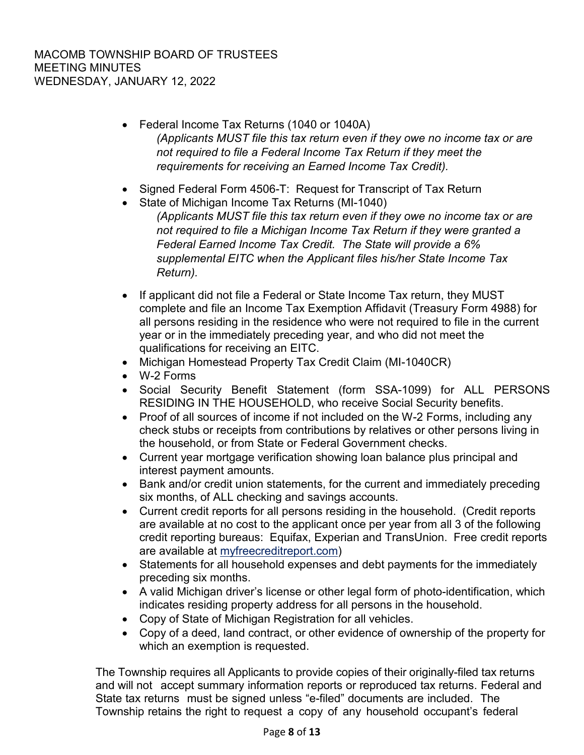- Federal Income Tax Returns (1040 or 1040A)
  *(Applicants MUST file this tax return even if they owe no income tax or are not required to file a Federal Income Tax Return if they meet the requirements for receiving an Earned Income Tax Credit).*
- Signed Federal Form 4506-T: Request for Transcript of Tax Return
- State of Michigan Income Tax Returns (MI-1040)
  *(Applicants MUST file this tax return even if they owe no income tax or are not required to file a Michigan Income Tax Return if they were granted a Federal Earned Income Tax Credit. The State will provide a 6% supplemental EITC when the Applicant files his/her State Income Tax Return).*
- If applicant did not file a Federal or State Income Tax return, they MUST complete and file an Income Tax Exemption Affidavit (Treasury Form 4988) for all persons residing in the residence who were not required to file in the current year or in the immediately preceding year, and who did not meet the qualifications for receiving an EITC.
- Michigan Homestead Property Tax Credit Claim (MI-1040CR)
- W-2 Forms
- Social Security Benefit Statement (form SSA-1099) for ALL PERSONS RESIDING IN THE HOUSEHOLD, who receive Social Security benefits.
- Proof of all sources of income if not included on the W-2 Forms, including any check stubs or receipts from contributions by relatives or other persons living in the household, or from State or Federal Government checks.
- Current year mortgage verification showing loan balance plus principal and interest payment amounts.
- Bank and/or credit union statements, for the current and immediately preceding six months, of ALL checking and savings accounts.
- Current credit reports for all persons residing in the household. (Credit reports are available at no cost to the applicant once per year from all 3 of the following credit reporting bureaus: Equifax, Experian and TransUnion. Free credit reports are available at myfreecreditreport.com)
- Statements for all household expenses and debt payments for the immediately preceding six months.
- A valid Michigan driver's license or other legal form of photo-identification, which indicates residing property address for all persons in the household.
- Copy of State of Michigan Registration for all vehicles.
- Copy of a deed, land contract, or other evidence of ownership of the property for which an exemption is requested.

The Township requires all Applicants to provide copies of their originally-filed tax returns and will not accept summary information reports or reproduced tax returns. Federal and State tax returns must be signed unless "e-filed" documents are included. The Township retains the right to request a copy of any household occupant's federal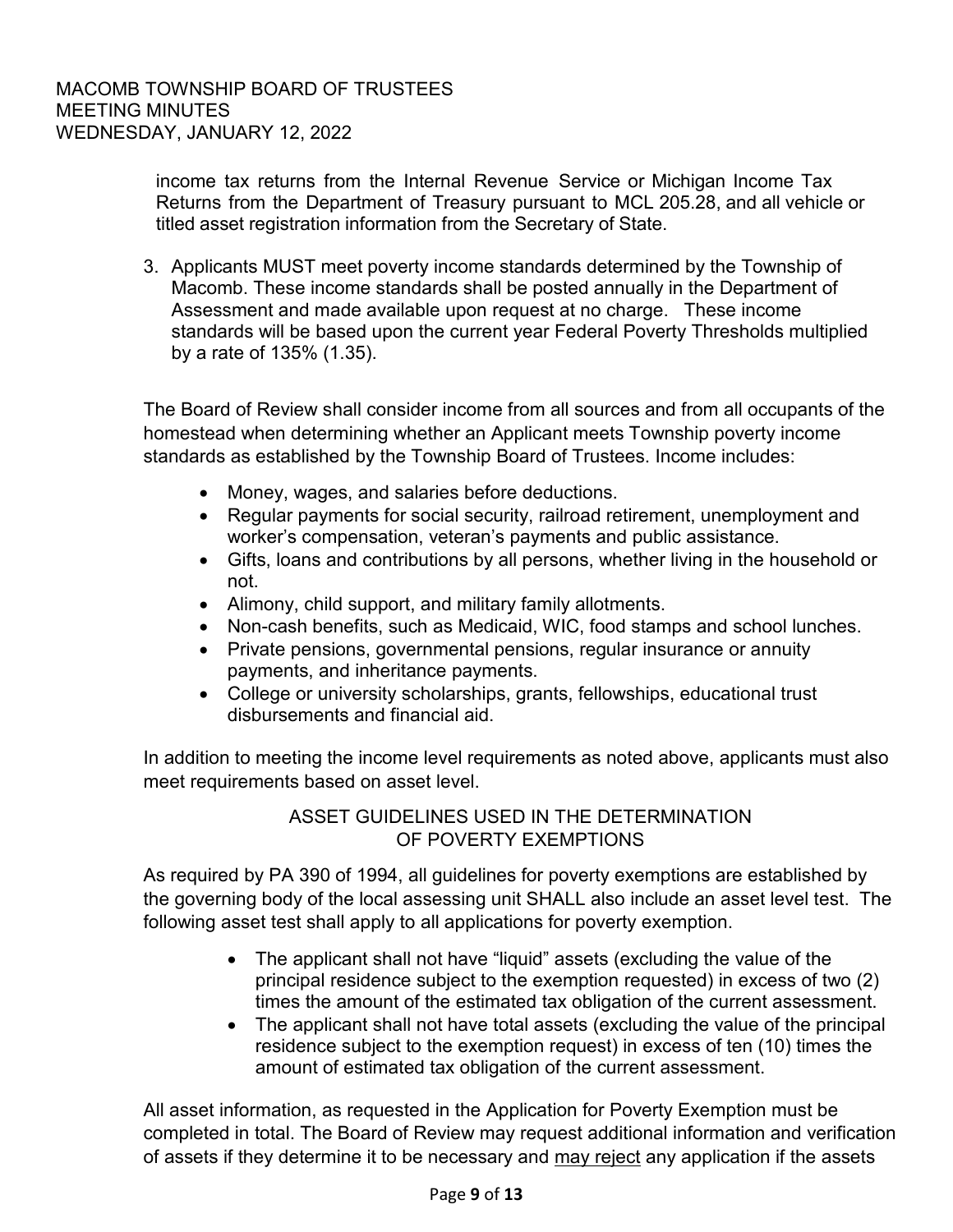income tax returns from the Internal Revenue Service or Michigan Income Tax Returns from the Department of Treasury pursuant to MCL 205.28, and all vehicle or titled asset registration information from the Secretary of State.

3. Applicants MUST meet poverty income standards determined by the Township of Macomb. These income standards shall be posted annually in the Department of Assessment and made available upon request at no charge. These income standards will be based upon the current year Federal Poverty Thresholds multiplied by a rate of 135% (1.35).

The Board of Review shall consider income from all sources and from all occupants of the homestead when determining whether an Applicant meets Township poverty income standards as established by the Township Board of Trustees. Income includes:

- Money, wages, and salaries before deductions.
- Regular payments for social security, railroad retirement, unemployment and worker's compensation, veteran's payments and public assistance.
- Gifts, loans and contributions by all persons, whether living in the household or not.
- Alimony, child support, and military family allotments.
- Non-cash benefits, such as Medicaid, WIC, food stamps and school lunches.
- Private pensions, governmental pensions, regular insurance or annuity payments, and inheritance payments.
- College or university scholarships, grants, fellowships, educational trust disbursements and financial aid.

In addition to meeting the income level requirements as noted above, applicants must also meet requirements based on asset level.

ASSET GUIDELINES USED IN THE DETERMINATION OF POVERTY EXEMPTIONS

As required by PA 390 of 1994, all guidelines for poverty exemptions are established by the governing body of the local assessing unit SHALL also include an asset level test. The following asset test shall apply to all applications for poverty exemption.

- The applicant shall not have "liquid" assets (excluding the value of the principal residence subject to the exemption requested) in excess of two (2) times the amount of the estimated tax obligation of the current assessment.
- The applicant shall not have total assets (excluding the value of the principal residence subject to the exemption request) in excess of ten (10) times the amount of estimated tax obligation of the current assessment.

All asset information, as requested in the Application for Poverty Exemption must be completed in total. The Board of Review may request additional information and verification of assets if they determine it to be necessary and <u>may reject</u> any application if the assets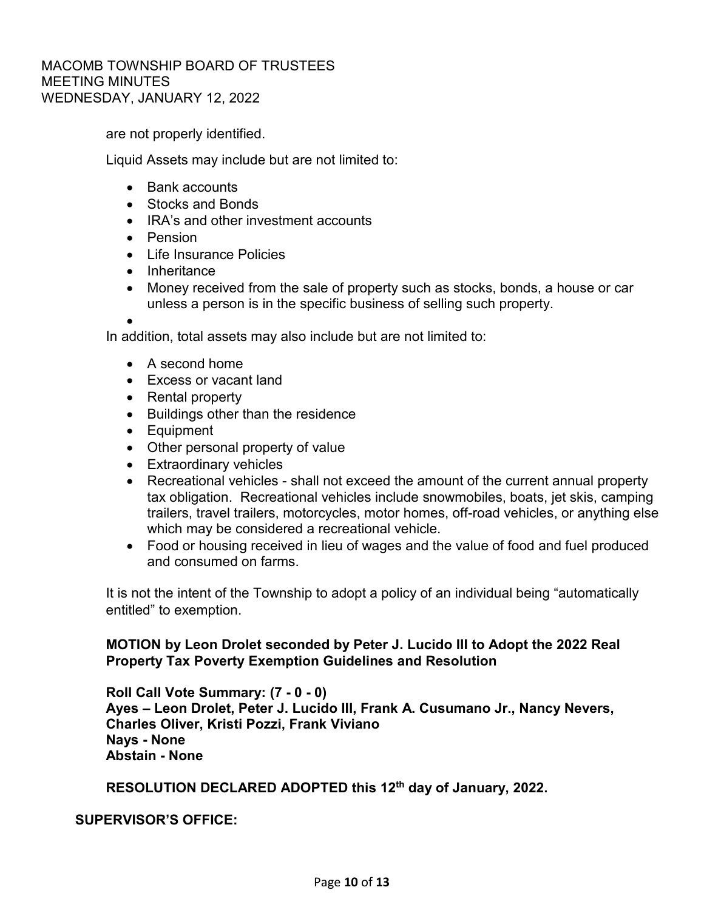are not properly identified.

Liquid Assets may include but are not limited to:

- Bank accounts
- Stocks and Bonds
- IRA's and other investment accounts
- Pension
- Life Insurance Policies
- Inheritance
- Money received from the sale of property such as stocks, bonds, a house or car unless a person is in the specific business of selling such property.

In addition, total assets may also include but are not limited to:

- A second home
- Excess or vacant land
- Rental property
- Buildings other than the residence
- Equipment
- Other personal property of value
- Extraordinary vehicles
- Recreational vehicles - shall not exceed the amount of the current annual property tax obligation. Recreational vehicles include snowmobiles, boats, jet skis, camping trailers, travel trailers, motorcycles, motor homes, off-road vehicles, or anything else which may be considered a recreational vehicle.
- Food or housing received in lieu of wages and the value of food and fuel produced and consumed on farms.

It is not the intent of the Township to adopt a policy of an individual being "automatically entitled" to exemption.

**MOTION by Leon Drolet seconded by Peter J. Lucido III to Adopt the 2022 Real Property Tax Poverty Exemption Guidelines and Resolution**

**Roll Call Vote Summary: (7 - 0 - 0)**
**Ayes – Leon Drolet, Peter J. Lucido III, Frank A. Cusumano Jr., Nancy Nevers, Charles Oliver, Kristi Pozzi, Frank Viviano**
**Nays - None**
**Abstain - None**

**RESOLUTION DECLARED ADOPTED this 12th day of January, 2022.**

**SUPERVISOR'S OFFICE:**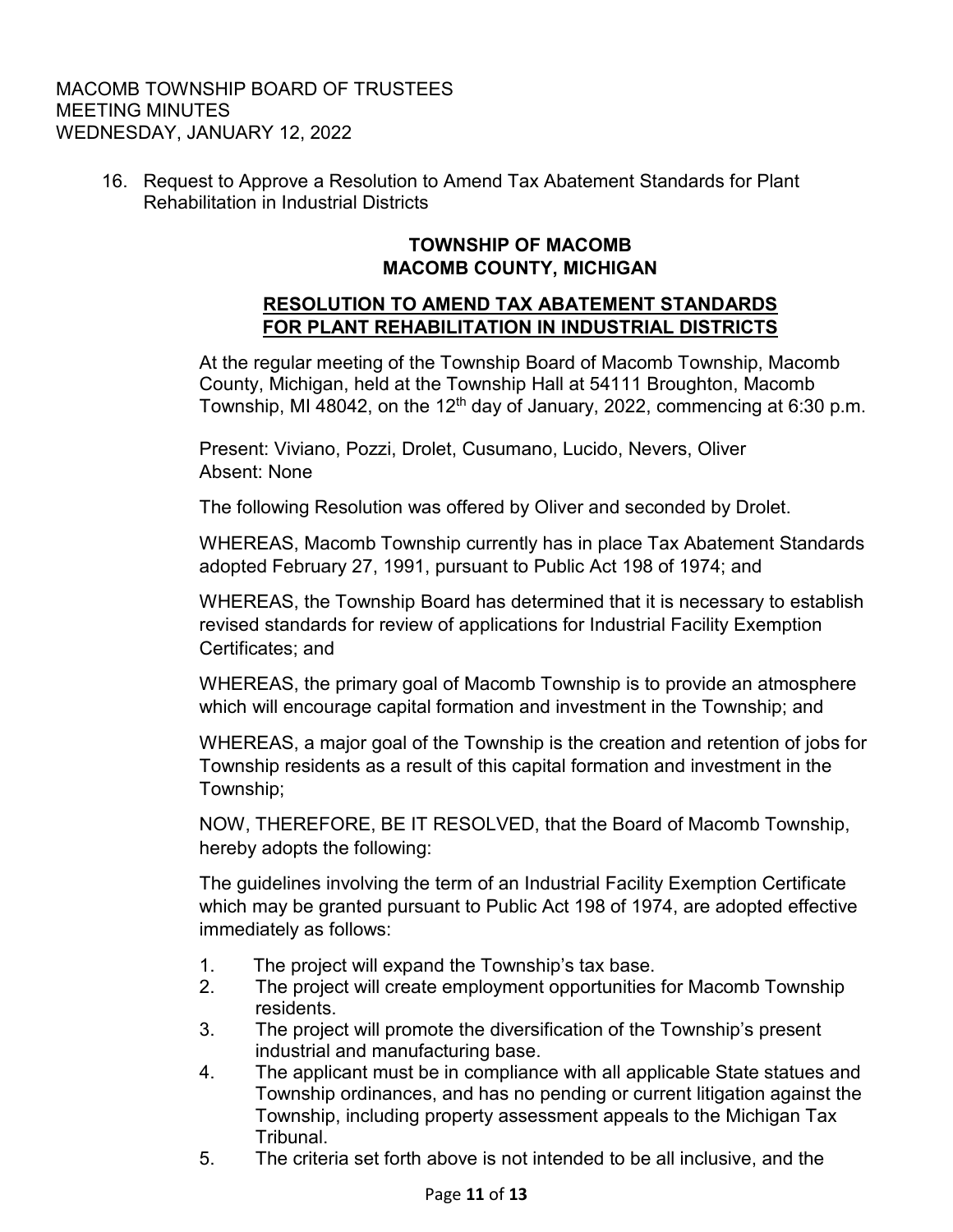MACOMB TOWNSHIP BOARD OF TRUSTEES
MEETING MINUTES
WEDNESDAY, JANUARY 12, 2022

16. Request to Approve a Resolution to Amend Tax Abatement Standards for Plant Rehabilitation in Industrial Districts

**TOWNSHIP OF MACOMB**
**MACOMB COUNTY, MICHIGAN**

**RESOLUTION TO AMEND TAX ABATEMENT STANDARDS FOR PLANT REHABILITATION IN INDUSTRIAL DISTRICTS**

At the regular meeting of the Township Board of Macomb Township, Macomb County, Michigan, held at the Township Hall at 54111 Broughton, Macomb Township, MI 48042, on the 12th day of January, 2022, commencing at 6:30 p.m.

Present: Viviano, Pozzi, Drolet, Cusumano, Lucido, Nevers, Oliver
Absent: None

The following Resolution was offered by Oliver and seconded by Drolet.

WHEREAS, Macomb Township currently has in place Tax Abatement Standards adopted February 27, 1991, pursuant to Public Act 198 of 1974; and

WHEREAS, the Township Board has determined that it is necessary to establish revised standards for review of applications for Industrial Facility Exemption Certificates; and

WHEREAS, the primary goal of Macomb Township is to provide an atmosphere which will encourage capital formation and investment in the Township; and

WHEREAS, a major goal of the Township is the creation and retention of jobs for Township residents as a result of this capital formation and investment in the Township;

NOW, THEREFORE, BE IT RESOLVED, that the Board of Macomb Township, hereby adopts the following:

The guidelines involving the term of an Industrial Facility Exemption Certificate which may be granted pursuant to Public Act 198 of 1974, are adopted effective immediately as follows:

1. The project will expand the Township's tax base.
2. The project will create employment opportunities for Macomb Township residents.
3. The project will promote the diversification of the Township's present industrial and manufacturing base.
4. The applicant must be in compliance with all applicable State statues and Township ordinances, and has no pending or current litigation against the Township, including property assessment appeals to the Michigan Tax Tribunal.
5. The criteria set forth above is not intended to be all inclusive, and the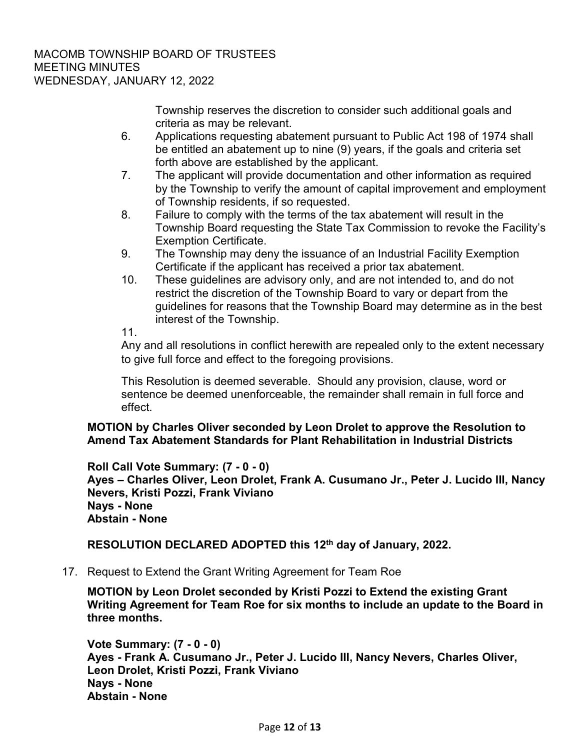Township reserves the discretion to consider such additional goals and criteria as may be relevant.

6. Applications requesting abatement pursuant to Public Act 198 of 1974 shall be entitled an abatement up to nine (9) years, if the goals and criteria set forth above are established by the applicant.
7. The applicant will provide documentation and other information as required by the Township to verify the amount of capital improvement and employment of Township residents, if so requested.
8. Failure to comply with the terms of the tax abatement will result in the Township Board requesting the State Tax Commission to revoke the Facility's Exemption Certificate.
9. The Township may deny the issuance of an Industrial Facility Exemption Certificate if the applicant has received a prior tax abatement.
10. These guidelines are advisory only, and are not intended to, and do not restrict the discretion of the Township Board to vary or depart from the guidelines for reasons that the Township Board may determine as in the best interest of the Township.
11.

Any and all resolutions in conflict herewith are repealed only to the extent necessary to give full force and effect to the foregoing provisions.

This Resolution is deemed severable. Should any provision, clause, word or sentence be deemed unenforceable, the remainder shall remain in full force and effect.

**MOTION by Charles Oliver seconded by Leon Drolet to approve the Resolution to Amend Tax Abatement Standards for Plant Rehabilitation in Industrial Districts**

**Roll Call Vote Summary: (7 - 0 - 0)**
**Ayes – Charles Oliver, Leon Drolet, Frank A. Cusumano Jr., Peter J. Lucido III, Nancy Nevers, Kristi Pozzi, Frank Viviano**
**Nays - None**
**Abstain - None**

**RESOLUTION DECLARED ADOPTED this 12th day of January, 2022.**

17. Request to Extend the Grant Writing Agreement for Team Roe

**MOTION by Leon Drolet seconded by Kristi Pozzi to Extend the existing Grant Writing Agreement for Team Roe for six months to include an update to the Board in three months.**

**Vote Summary: (7 - 0 - 0)**
**Ayes - Frank A. Cusumano Jr., Peter J. Lucido III, Nancy Nevers, Charles Oliver, Leon Drolet, Kristi Pozzi, Frank Viviano**
**Nays - None**
**Abstain - None**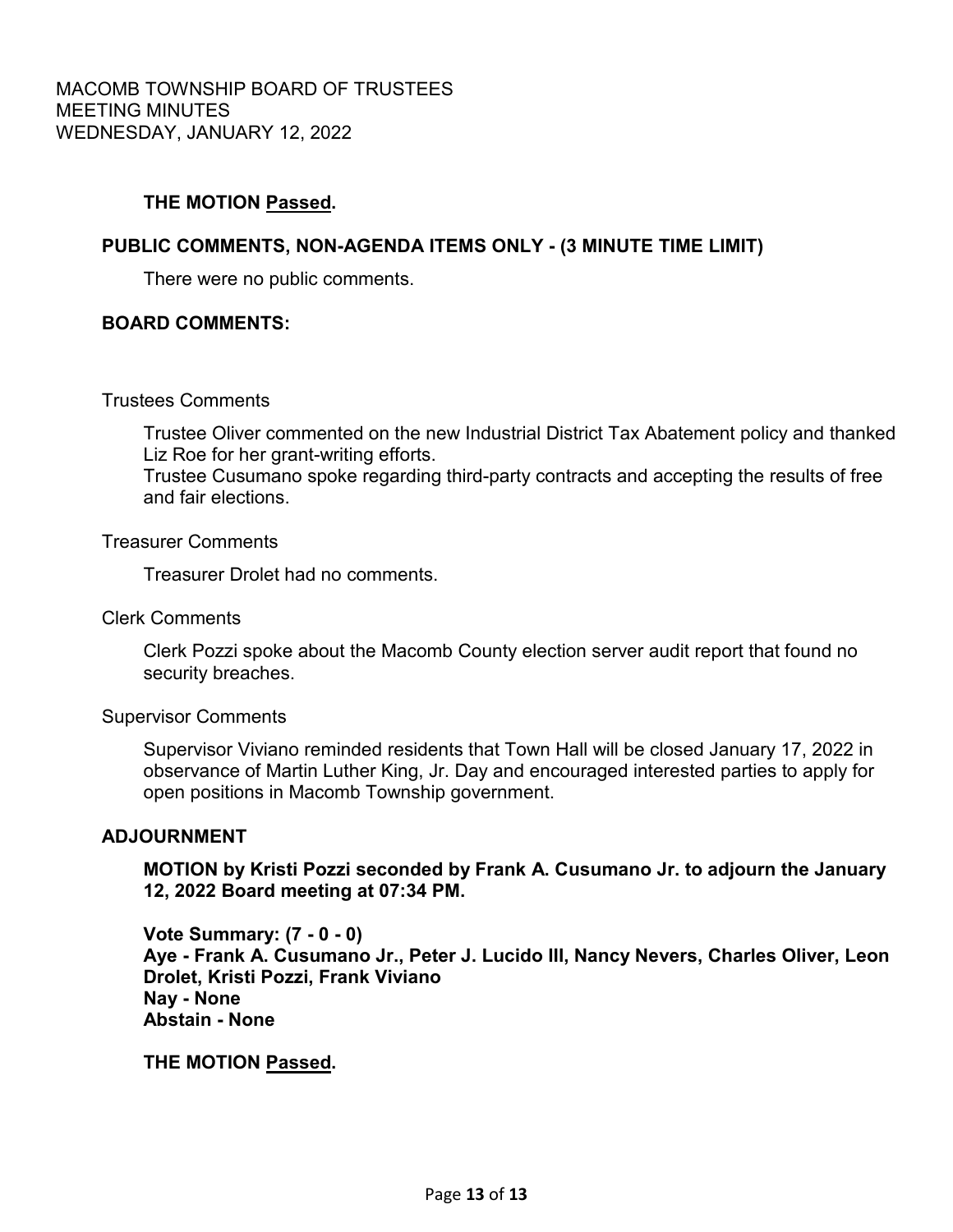**THE MOTION Passed.**

## PUBLIC COMMENTS, NON-AGENDA ITEMS ONLY - (3 MINUTE TIME LIMIT)

There were no public comments.

## BOARD COMMENTS:

Trustees Comments

Trustee Oliver commented on the new Industrial District Tax Abatement policy and thanked Liz Roe for her grant-writing efforts.
Trustee Cusumano spoke regarding third-party contracts and accepting the results of free and fair elections.

Treasurer Comments

Treasurer Drolet had no comments.

Clerk Comments

Clerk Pozzi spoke about the Macomb County election server audit report that found no security breaches.

Supervisor Comments

Supervisor Viviano reminded residents that Town Hall will be closed January 17, 2022 in observance of Martin Luther King, Jr. Day and encouraged interested parties to apply for open positions in Macomb Township government.

## ADJOURNMENT

**MOTION by Kristi Pozzi seconded by Frank A. Cusumano Jr. to adjourn the January 12, 2022 Board meeting at 07:34 PM.**

**Vote Summary: (7 - 0 - 0)**
**Aye - Frank A. Cusumano Jr., Peter J. Lucido III, Nancy Nevers, Charles Oliver, Leon Drolet, Kristi Pozzi, Frank Viviano**
**Nay - None**
**Abstain - None**

**THE MOTION Passed.**